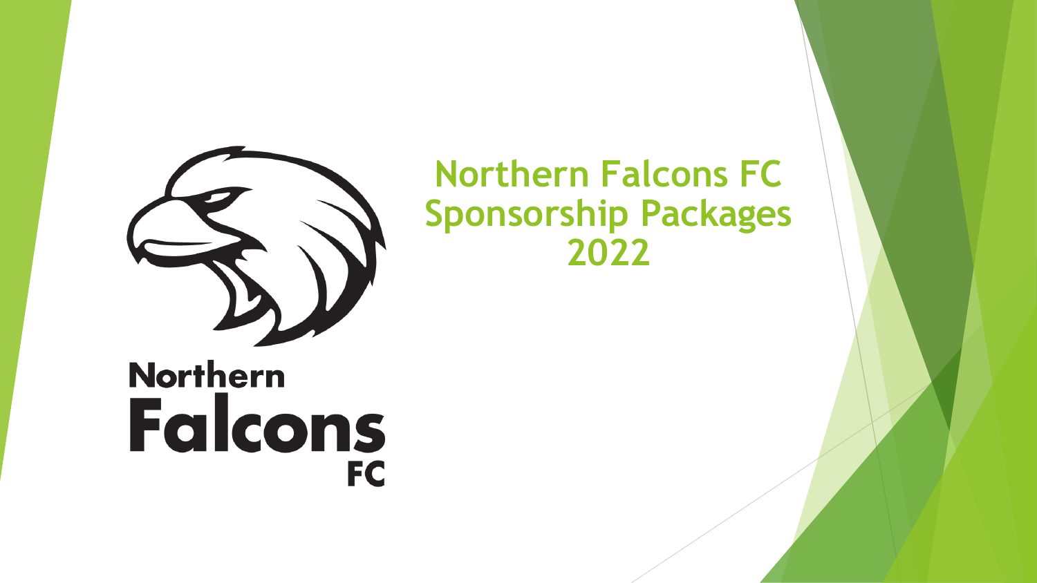# Northern Falcons FC Sponsorship Packages 2022

Northern
Falcons
FC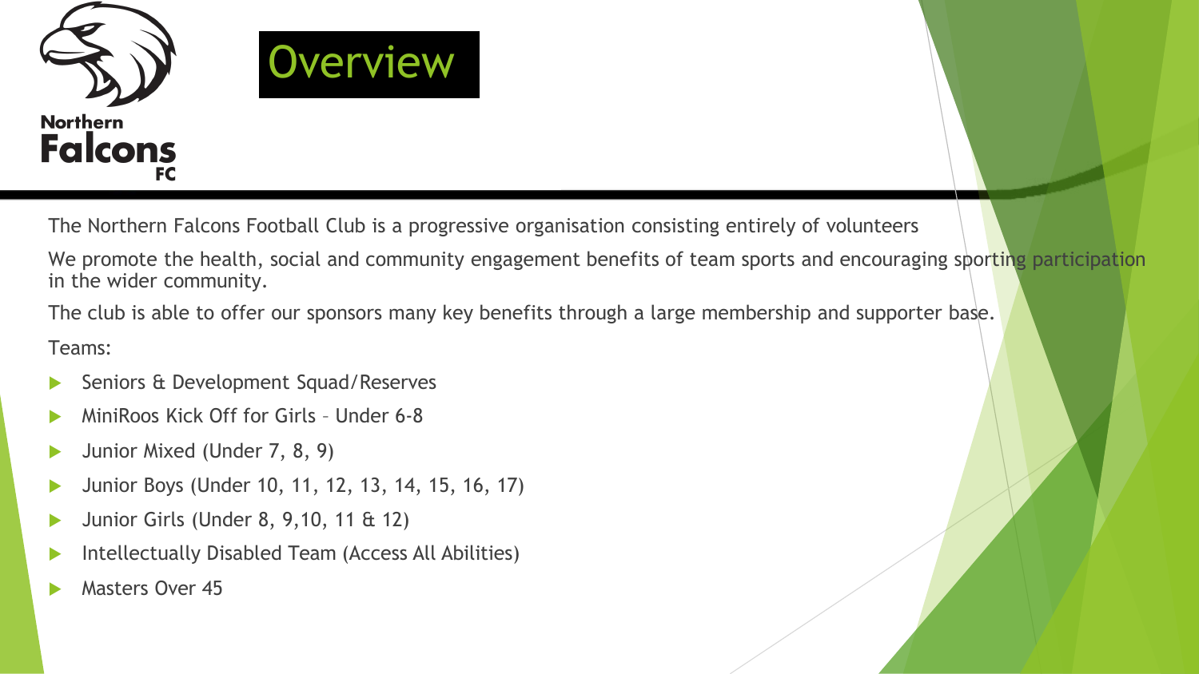# Overview

The Northern Falcons Football Club is a progressive organisation consisting entirely of volunteers

We promote the health, social and community engagement benefits of team sports and encouraging sporting participation in the wider community.

The club is able to offer our sponsors many key benefits through a large membership and supporter base.

Teams:

- Seniors & Development Squad/Reserves
- MiniRoos Kick Off for Girls – Under 6-8
- Junior Mixed (Under 7, 8, 9)
- Junior Boys (Under 10, 11, 12, 13, 14, 15, 16, 17)
- Junior Girls (Under 8, 9,10, 11 & 12)
- Intellectually Disabled Team (Access All Abilities)
- Masters Over 45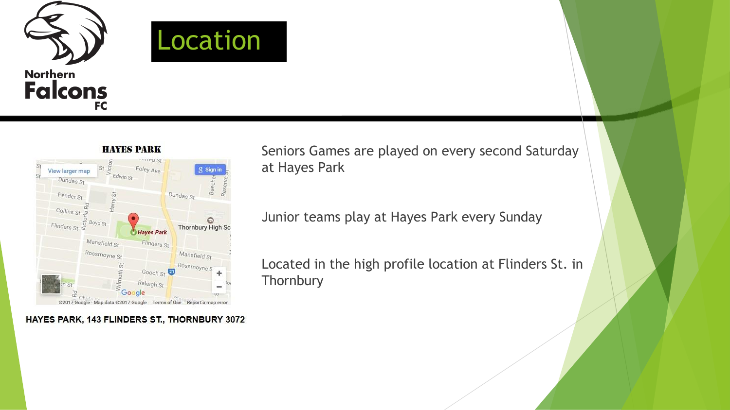# Location

**HAYES PARK**

**HAYES PARK, 143 FLINDERS ST., THORNBURY 3072**

Seniors Games are played on every second Saturday at Hayes Park

Junior teams play at Hayes Park every Sunday

Located in the high profile location at Flinders St. in Thornbury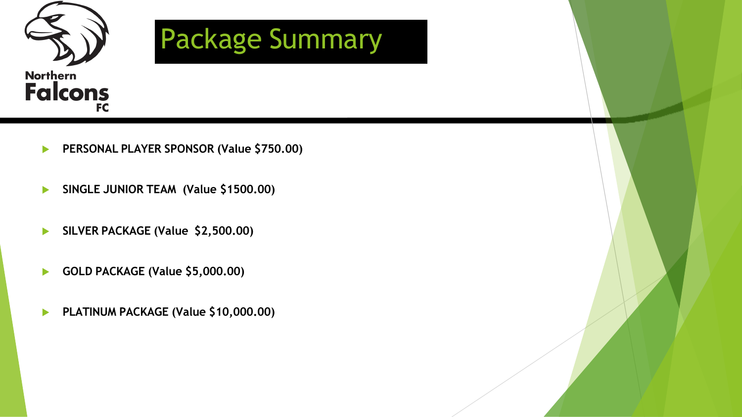Northern Falcons FC

# Package Summary

- **PERSONAL PLAYER SPONSOR (Value $750.00)**
- **SINGLE JUNIOR TEAM (Value $1500.00)**
- **SILVER PACKAGE (Value $2,500.00)**
- **GOLD PACKAGE (Value $5,000.00)**
- **PLATINUM PACKAGE (Value $10,000.00)**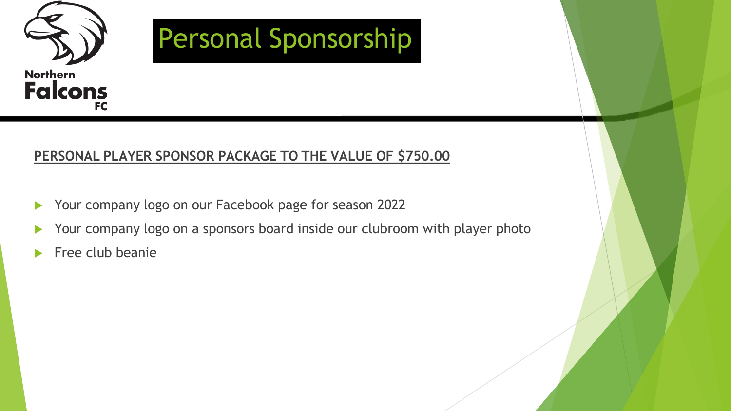Northern Falcons FC

# Personal Sponsorship

**PERSONAL PLAYER SPONSOR PACKAGE TO THE VALUE OF $750.00**

- Your company logo on our Facebook page for season 2022
- Your company logo on a sponsors board inside our clubroom with player photo
- Free club beanie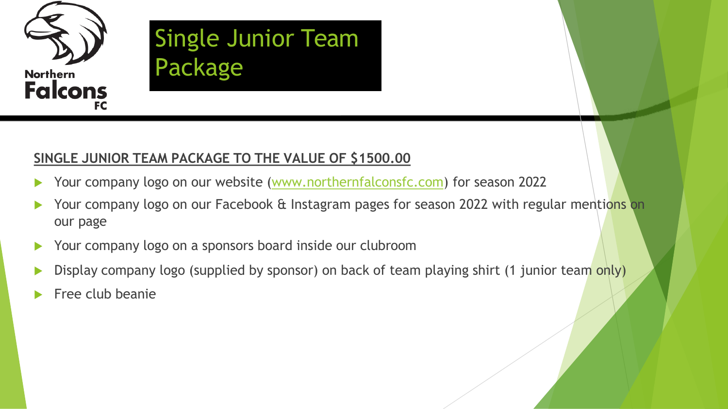Northern Falcons FC

# Single Junior Team Package

**SINGLE JUNIOR TEAM PACKAGE TO THE VALUE OF $1500.00**

- Your company logo on our website (www.northernfalconsfc.com) for season 2022
- Your company logo on our Facebook & Instagram pages for season 2022 with regular mentions on our page
- Your company logo on a sponsors board inside our clubroom
- Display company logo (supplied by sponsor) on back of team playing shirt (1 junior team only)
- Free club beanie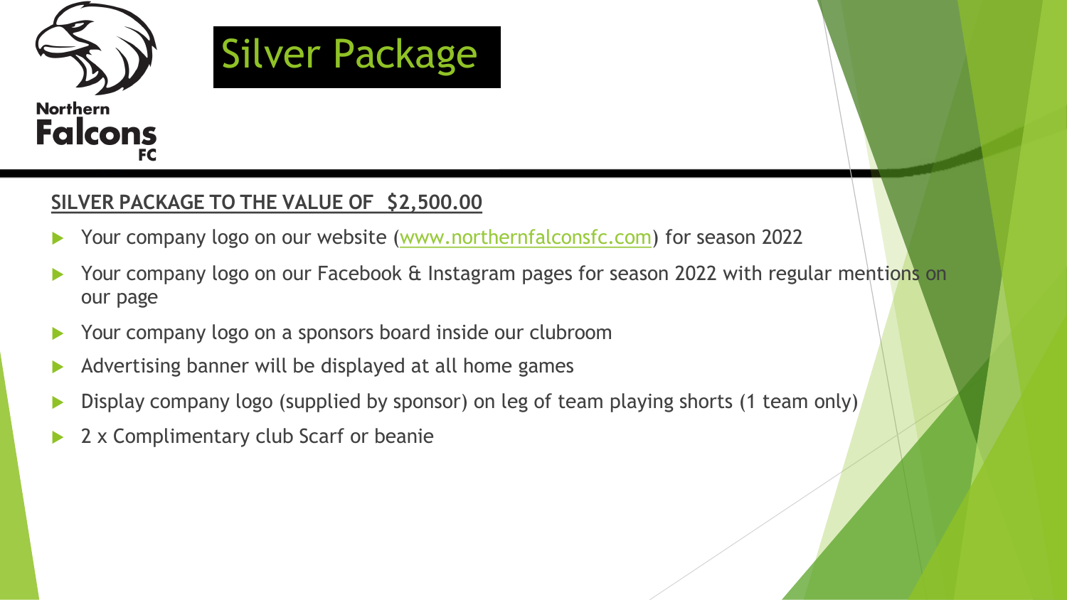Northern Falcons FC

# Silver Package

**SILVER PACKAGE TO THE VALUE OF $2,500.00**

- Your company logo on our website (www.northernfalconsfc.com) for season 2022
- Your company logo on our Facebook & Instagram pages for season 2022 with regular mentions on our page
- Your company logo on a sponsors board inside our clubroom
- Advertising banner will be displayed at all home games
- Display company logo (supplied by sponsor) on leg of team playing shorts (1 team only)
- 2 x Complimentary club Scarf or beanie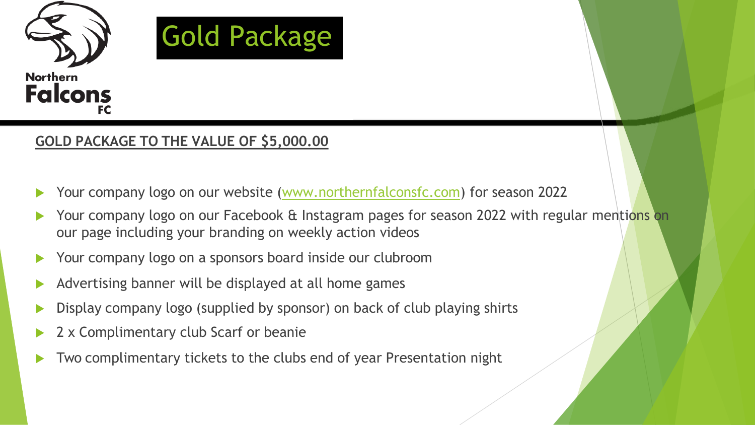Northern Falcons FC

# Gold Package

**GOLD PACKAGE TO THE VALUE OF $5,000.00**

- Your company logo on our website (www.northernfalconsfc.com) for season 2022
- Your company logo on our Facebook & Instagram pages for season 2022 with regular mentions on our page including your branding on weekly action videos
- Your company logo on a sponsors board inside our clubroom
- Advertising banner will be displayed at all home games
- Display company logo (supplied by sponsor) on back of club playing shirts
- 2 x Complimentary club Scarf or beanie
- Two complimentary tickets to the clubs end of year Presentation night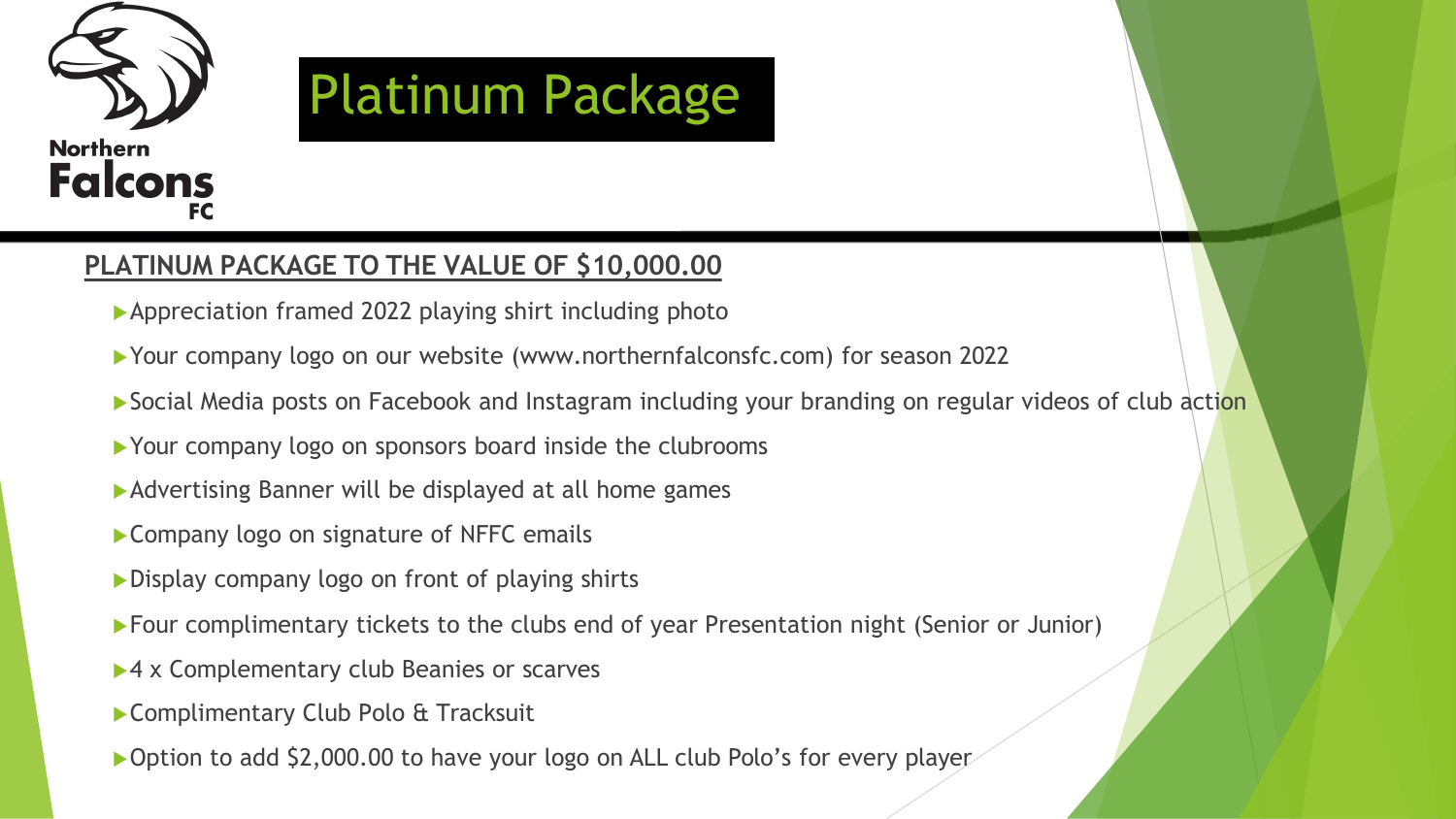Northern Falcons FC

# Platinum Package

**PLATINUM PACKAGE TO THE VALUE OF $10,000.00**

- Appreciation framed 2022 playing shirt including photo
- Your company logo on our website (www.northernfalconsfc.com) for season 2022
- Social Media posts on Facebook and Instagram including your branding on regular videos of club action
- Your company logo on sponsors board inside the clubrooms
- Advertising Banner will be displayed at all home games
- Company logo on signature of NFFC emails
- Display company logo on front of playing shirts
- Four complimentary tickets to the clubs end of year Presentation night (Senior or Junior)
- 4 x Complementary club Beanies or scarves
- Complimentary Club Polo & Tracksuit
- Option to add $2,000.00 to have your logo on ALL club Polo's for every player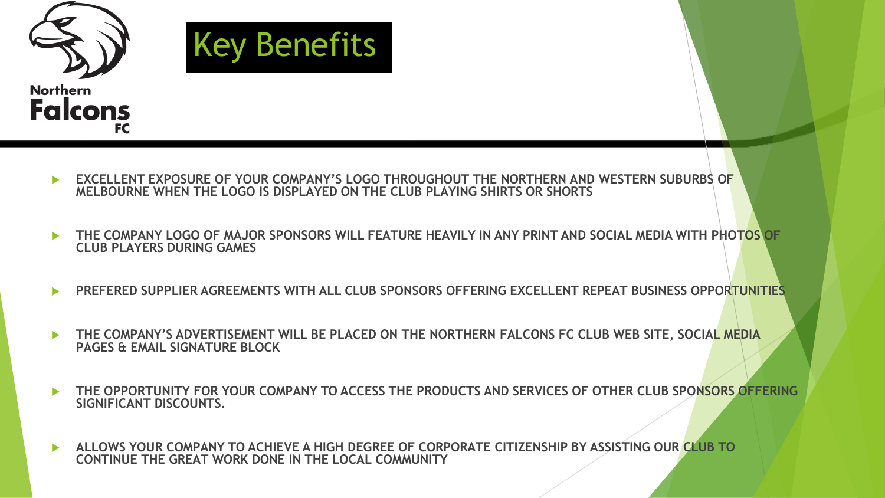Northern Falcons FC

# Key Benefits

- EXCELLENT EXPOSURE OF YOUR COMPANY'S LOGO THROUGHOUT THE NORTHERN AND WESTERN SUBURBS OF MELBOURNE WHEN THE LOGO IS DISPLAYED ON THE CLUB PLAYING SHIRTS OR SHORTS
- THE COMPANY LOGO OF MAJOR SPONSORS WILL FEATURE HEAVILY IN ANY PRINT AND SOCIAL MEDIA WITH PHOTOS OF CLUB PLAYERS DURING GAMES
- PREFERED SUPPLIER AGREEMENTS WITH ALL CLUB SPONSORS OFFERING EXCELLENT REPEAT BUSINESS OPPORTUNITIES
- THE COMPANY'S ADVERTISEMENT WILL BE PLACED ON THE NORTHERN FALCONS FC CLUB WEB SITE, SOCIAL MEDIA PAGES & EMAIL SIGNATURE BLOCK
- THE OPPORTUNITY FOR YOUR COMPANY TO ACCESS THE PRODUCTS AND SERVICES OF OTHER CLUB SPONSORS OFFERING SIGNIFICANT DISCOUNTS.
- ALLOWS YOUR COMPANY TO ACHIEVE A HIGH DEGREE OF CORPORATE CITIZENSHIP BY ASSISTING OUR CLUB TO CONTINUE THE GREAT WORK DONE IN THE LOCAL COMMUNITY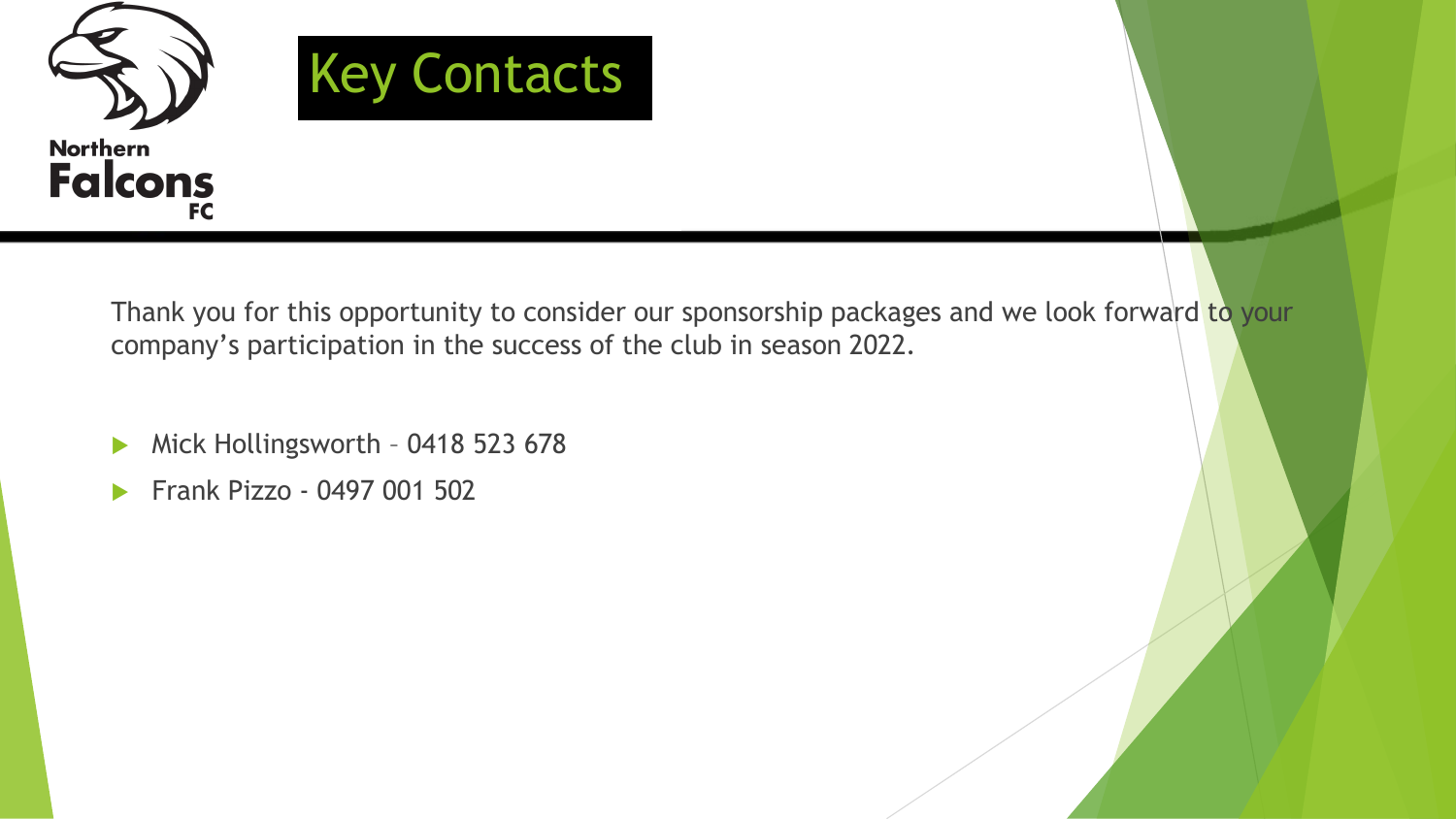Northern Falcons FC

# Key Contacts

Thank you for this opportunity to consider our sponsorship packages and we look forward to your company's participation in the success of the club in season 2022.

- Mick Hollingsworth – 0418 523 678
- Frank Pizzo - 0497 001 502